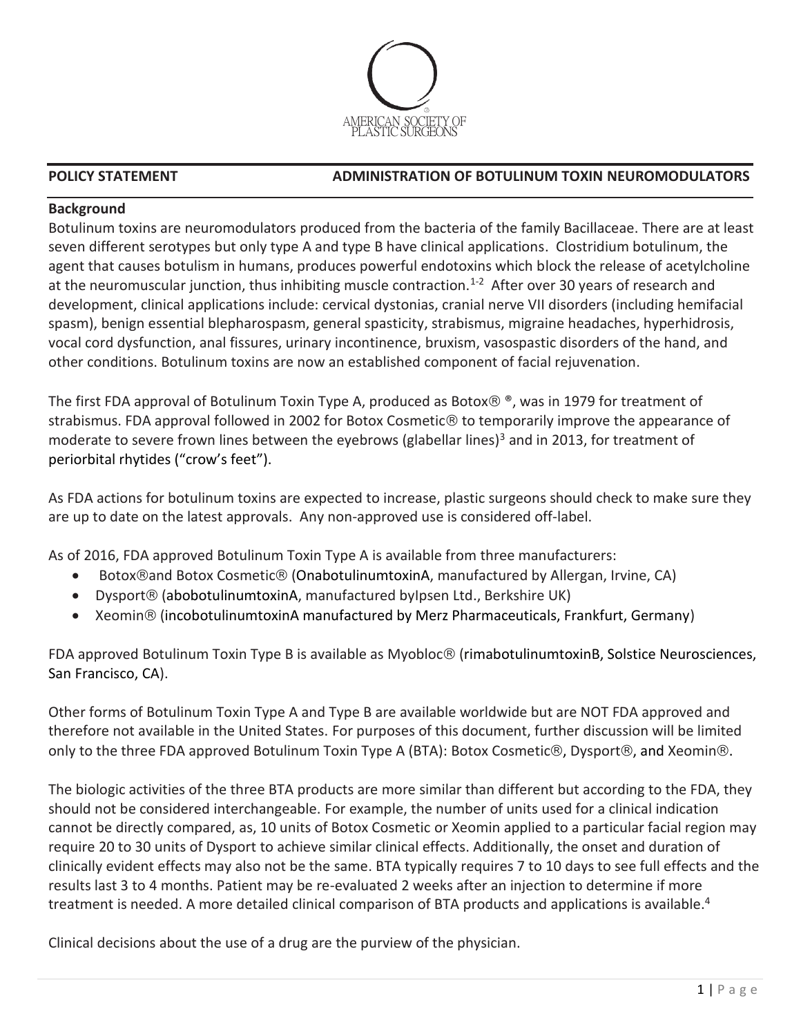AMERICAN SOCIETY OF PLASTIC SURGEONS

**POLICY STATEMENT** **ADMINISTRATION OF BOTULINUM TOXIN NEUROMODULATORS**

## Background

Botulinum toxins are neuromodulators produced from the bacteria of the family Bacillaceae. There are at least seven different serotypes but only type A and type B have clinical applications. Clostridium botulinum, the agent that causes botulism in humans, produces powerful endotoxins which block the release of acetylcholine at the neuromuscular junction, thus inhibiting muscle contraction.[1-2] After over 30 years of research and development, clinical applications include: cervical dystonias, cranial nerve VII disorders (including hemifacial spasm), benign essential blepharospasm, general spasticity, strabismus, migraine headaches, hyperhidrosis, vocal cord dysfunction, anal fissures, urinary incontinence, bruxism, vasospastic disorders of the hand, and other conditions. Botulinum toxins are now an established component of facial rejuvenation.

The first FDA approval of Botulinum Toxin Type A, produced as Botox® ®, was in 1979 for treatment of strabismus. FDA approval followed in 2002 for Botox Cosmetic® to temporarily improve the appearance of moderate to severe frown lines between the eyebrows (glabellar lines)[3] and in 2013, for treatment of periorbital rhytides ("crow's feet").

As FDA actions for botulinum toxins are expected to increase, plastic surgeons should check to make sure they are up to date on the latest approvals. Any non-approved use is considered off-label.

As of 2016, FDA approved Botulinum Toxin Type A is available from three manufacturers:

- Botox®and Botox Cosmetic® (OnabotulinumtoxinA, manufactured by Allergan, Irvine, CA)
- Dysport® (abobotulinumtoxinA, manufactured byIpsen Ltd., Berkshire UK)
- Xeomin® (incobotulinumtoxinA manufactured by Merz Pharmaceuticals, Frankfurt, Germany)

FDA approved Botulinum Toxin Type B is available as Myobloc® (rimabotulinumtoxinB, Solstice Neurosciences, San Francisco, CA).

Other forms of Botulinum Toxin Type A and Type B are available worldwide but are NOT FDA approved and therefore not available in the United States. For purposes of this document, further discussion will be limited only to the three FDA approved Botulinum Toxin Type A (BTA): Botox Cosmetic®, Dysport®, and Xeomin®.

The biologic activities of the three BTA products are more similar than different but according to the FDA, they should not be considered interchangeable. For example, the number of units used for a clinical indication cannot be directly compared, as, 10 units of Botox Cosmetic or Xeomin applied to a particular facial region may require 20 to 30 units of Dysport to achieve similar clinical effects. Additionally, the onset and duration of clinically evident effects may also not be the same. BTA typically requires 7 to 10 days to see full effects and the results last 3 to 4 months. Patient may be re-evaluated 2 weeks after an injection to determine if more treatment is needed. A more detailed clinical comparison of BTA products and applications is available.[4]

Clinical decisions about the use of a drug are the purview of the physician.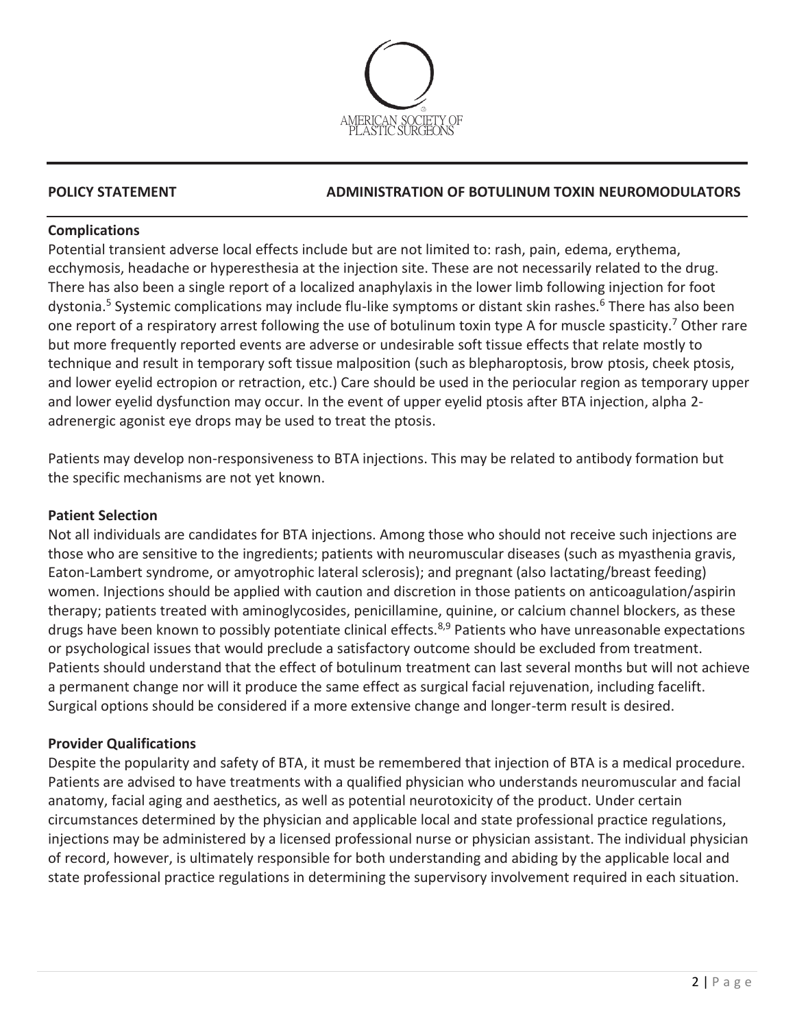## Complications

Potential transient adverse local effects include but are not limited to: rash, pain, edema, erythema, ecchymosis, headache or hyperesthesia at the injection site. These are not necessarily related to the drug. There has also been a single report of a localized anaphylaxis in the lower limb following injection for foot dystonia.[5] Systemic complications may include flu-like symptoms or distant skin rashes.[6] There has also been one report of a respiratory arrest following the use of botulinum toxin type A for muscle spasticity.[7] Other rare but more frequently reported events are adverse or undesirable soft tissue effects that relate mostly to technique and result in temporary soft tissue malposition (such as blepharoptosis, brow ptosis, cheek ptosis, and lower eyelid ectropion or retraction, etc.) Care should be used in the periocular region as temporary upper and lower eyelid dysfunction may occur. In the event of upper eyelid ptosis after BTA injection, alpha 2-adrenergic agonist eye drops may be used to treat the ptosis.

Patients may develop non-responsiveness to BTA injections. This may be related to antibody formation but the specific mechanisms are not yet known.

## Patient Selection

Not all individuals are candidates for BTA injections. Among those who should not receive such injections are those who are sensitive to the ingredients; patients with neuromuscular diseases (such as myasthenia gravis, Eaton-Lambert syndrome, or amyotrophic lateral sclerosis); and pregnant (also lactating/breast feeding) women. Injections should be applied with caution and discretion in those patients on anticoagulation/aspirin therapy; patients treated with aminoglycosides, penicillamine, quinine, or calcium channel blockers, as these drugs have been known to possibly potentiate clinical effects.[8,9] Patients who have unreasonable expectations or psychological issues that would preclude a satisfactory outcome should be excluded from treatment. Patients should understand that the effect of botulinum treatment can last several months but will not achieve a permanent change nor will it produce the same effect as surgical facial rejuvenation, including facelift. Surgical options should be considered if a more extensive change and longer-term result is desired.

## Provider Qualifications

Despite the popularity and safety of BTA, it must be remembered that injection of BTA is a medical procedure. Patients are advised to have treatments with a qualified physician who understands neuromuscular and facial anatomy, facial aging and aesthetics, as well as potential neurotoxicity of the product. Under certain circumstances determined by the physician and applicable local and state professional practice regulations, injections may be administered by a licensed professional nurse or physician assistant. The individual physician of record, however, is ultimately responsible for both understanding and abiding by the applicable local and state professional practice regulations in determining the supervisory involvement required in each situation.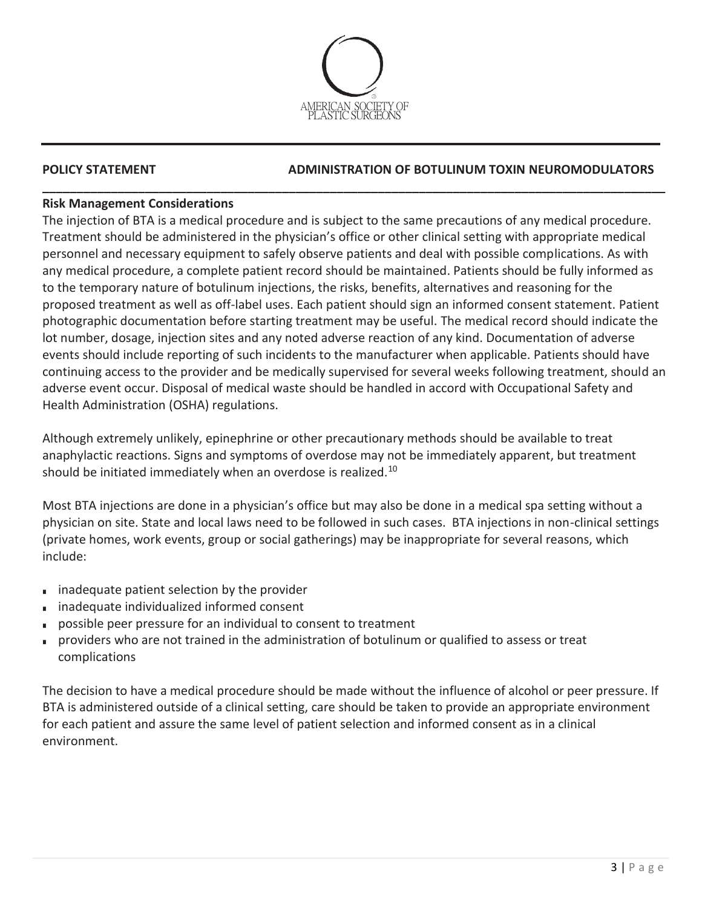**POLICY STATEMENT** **ADMINISTRATION OF BOTULINUM TOXIN NEUROMODULATORS**

## Risk Management Considerations

The injection of BTA is a medical procedure and is subject to the same precautions of any medical procedure. Treatment should be administered in the physician's office or other clinical setting with appropriate medical personnel and necessary equipment to safely observe patients and deal with possible complications. As with any medical procedure, a complete patient record should be maintained. Patients should be fully informed as to the temporary nature of botulinum injections, the risks, benefits, alternatives and reasoning for the proposed treatment as well as off-label uses. Each patient should sign an informed consent statement. Patient photographic documentation before starting treatment may be useful. The medical record should indicate the lot number, dosage, injection sites and any noted adverse reaction of any kind. Documentation of adverse events should include reporting of such incidents to the manufacturer when applicable. Patients should have continuing access to the provider and be medically supervised for several weeks following treatment, should an adverse event occur. Disposal of medical waste should be handled in accord with Occupational Safety and Health Administration (OSHA) regulations.

Although extremely unlikely, epinephrine or other precautionary methods should be available to treat anaphylactic reactions. Signs and symptoms of overdose may not be immediately apparent, but treatment should be initiated immediately when an overdose is realized.[10]

Most BTA injections are done in a physician's office but may also be done in a medical spa setting without a physician on site. State and local laws need to be followed in such cases. BTA injections in non-clinical settings (private homes, work events, group or social gatherings) may be inappropriate for several reasons, which include:

- inadequate patient selection by the provider
- inadequate individualized informed consent
- possible peer pressure for an individual to consent to treatment
- providers who are not trained in the administration of botulinum or qualified to assess or treat complications

The decision to have a medical procedure should be made without the influence of alcohol or peer pressure. If BTA is administered outside of a clinical setting, care should be taken to provide an appropriate environment for each patient and assure the same level of patient selection and informed consent as in a clinical environment.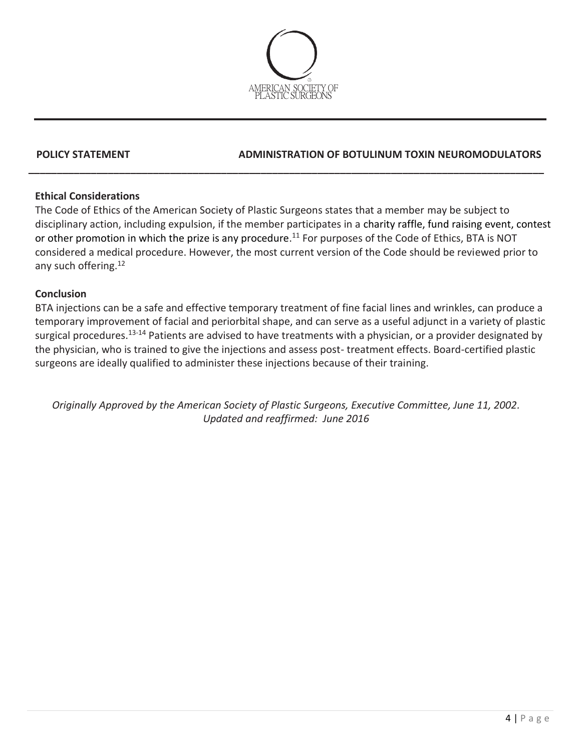**POLICY STATEMENT** **ADMINISTRATION OF BOTULINUM TOXIN NEUROMODULATORS**

### Ethical Considerations

The Code of Ethics of the American Society of Plastic Surgeons states that a member may be subject to disciplinary action, including expulsion, if the member participates in a charity raffle, fund raising event, contest or other promotion in which the prize is any procedure.[11] For purposes of the Code of Ethics, BTA is NOT considered a medical procedure. However, the most current version of the Code should be reviewed prior to any such offering.[12]

### Conclusion

BTA injections can be a safe and effective temporary treatment of fine facial lines and wrinkles, can produce a temporary improvement of facial and periorbital shape, and can serve as a useful adjunct in a variety of plastic surgical procedures.[13-14] Patients are advised to have treatments with a physician, or a provider designated by the physician, who is trained to give the injections and assess post- treatment effects. Board-certified plastic surgeons are ideally qualified to administer these injections because of their training.

*Originally Approved by the American Society of Plastic Surgeons, Executive Committee, June 11, 2002.*
*Updated and reaffirmed: June 2016*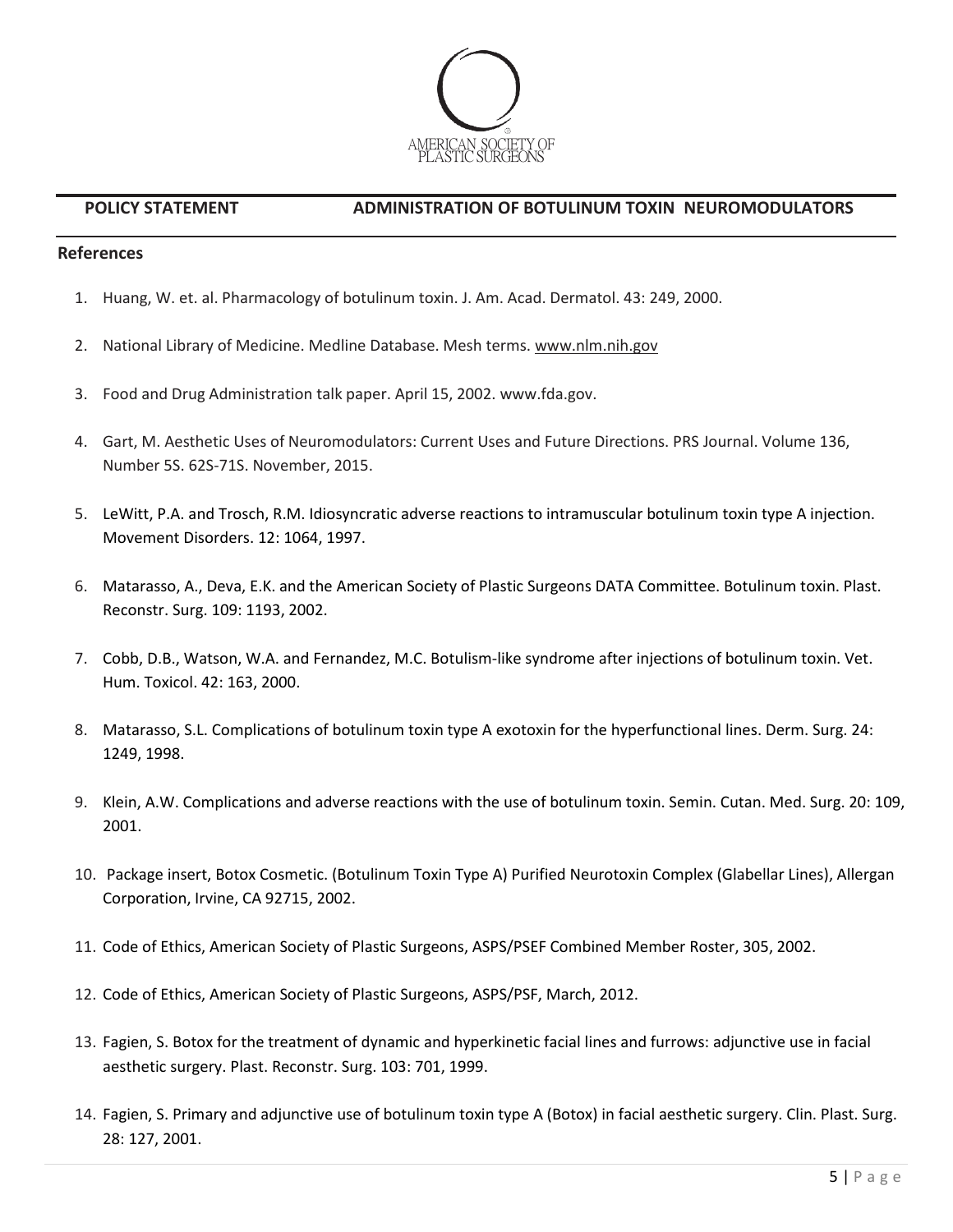**POLICY STATEMENT ADMINISTRATION OF BOTULINUM TOXIN NEUROMODULATORS**

## References

1. Huang, W. et. al. Pharmacology of botulinum toxin. J. Am. Acad. Dermatol. 43: 249, 2000.
2. National Library of Medicine. Medline Database. Mesh terms. www.nlm.nih.gov
3. Food and Drug Administration talk paper. April 15, 2002. www.fda.gov.
4. Gart, M. Aesthetic Uses of Neuromodulators: Current Uses and Future Directions. PRS Journal. Volume 136, Number 5S. 62S-71S. November, 2015.
5. LeWitt, P.A. and Trosch, R.M. Idiosyncratic adverse reactions to intramuscular botulinum toxin type A injection. Movement Disorders. 12: 1064, 1997.
6. Matarasso, A., Deva, E.K. and the American Society of Plastic Surgeons DATA Committee. Botulinum toxin. Plast. Reconstr. Surg. 109: 1193, 2002.
7. Cobb, D.B., Watson, W.A. and Fernandez, M.C. Botulism-like syndrome after injections of botulinum toxin. Vet. Hum. Toxicol. 42: 163, 2000.
8. Matarasso, S.L. Complications of botulinum toxin type A exotoxin for the hyperfunctional lines. Derm. Surg. 24: 1249, 1998.
9. Klein, A.W. Complications and adverse reactions with the use of botulinum toxin. Semin. Cutan. Med. Surg. 20: 109, 2001.
10. Package insert, Botox Cosmetic. (Botulinum Toxin Type A) Purified Neurotoxin Complex (Glabellar Lines), Allergan Corporation, Irvine, CA 92715, 2002.
11. Code of Ethics, American Society of Plastic Surgeons, ASPS/PSEF Combined Member Roster, 305, 2002.
12. Code of Ethics, American Society of Plastic Surgeons, ASPS/PSF, March, 2012.
13. Fagien, S. Botox for the treatment of dynamic and hyperkinetic facial lines and furrows: adjunctive use in facial aesthetic surgery. Plast. Reconstr. Surg. 103: 701, 1999.
14. Fagien, S. Primary and adjunctive use of botulinum toxin type A (Botox) in facial aesthetic surgery. Clin. Plast. Surg. 28: 127, 2001.